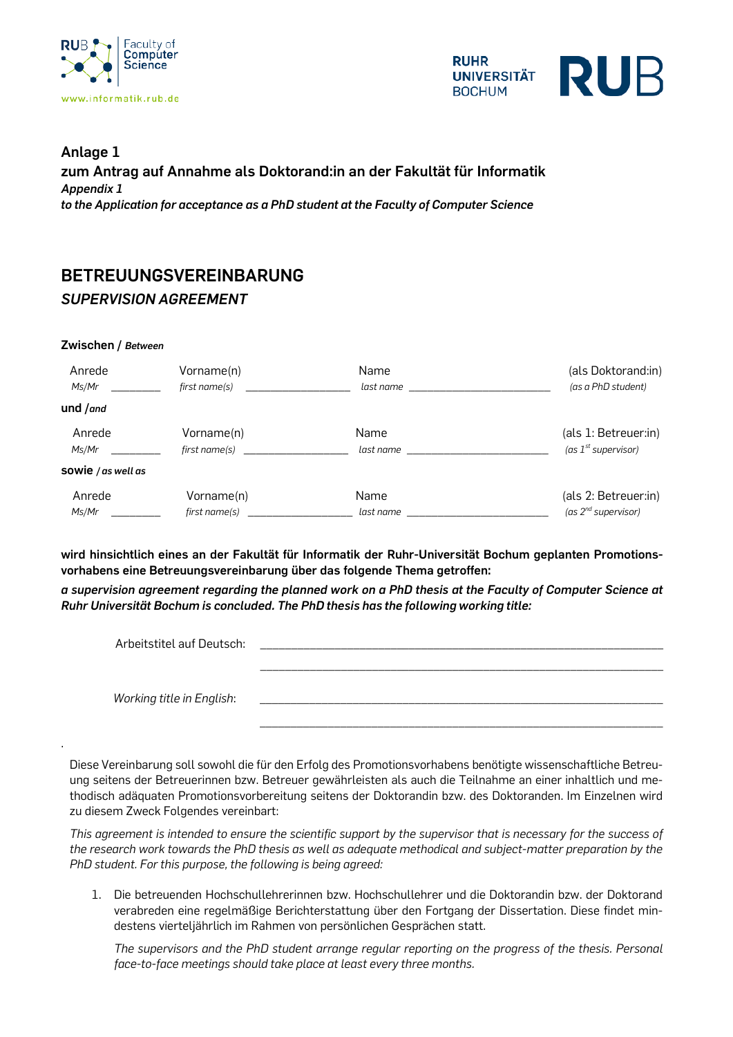**Anlage 1**
**zum Antrag auf Annahme als Doktorand:in an der Fakultät für Informatik**
***Appendix 1***
***to the Application for acceptance as a PhD student at the Faculty of Computer Science***

# BETREUUNGSVEREINBARUNG

## *SUPERVISION AGREEMENT*

**Zwischen /** ***Between***

| Anrede<br>*Ms/Mr* ________ | Vorname(n)<br>*first name(s)* __________________ | Name<br>*last name* ________________________ | (als Doktorand:in)<br>*(as a PhD student)* |
|---|---|---|---|

**und /** ***and***

| Anrede<br>*Ms/Mr* ________ | Vorname(n)<br>*first name(s)* __________________ | Name<br>*last name* ________________________ | (als 1: Betreuer:in)<br>*(as 1st supervisor)* |
|---|---|---|---|

**sowie /** ***as well as***

| Anrede<br>*Ms/Mr* ________ | Vorname(n)<br>*first name(s)* __________________ | Name<br>*last name* ________________________ | (als 2: Betreuer:in)<br>*(as 2nd supervisor)* |
|---|---|---|---|

**wird hinsichtlich eines an der Fakultät für Informatik der Ruhr-Universität Bochum geplanten Promotionsvorhabens eine Betreuungsvereinbarung über das folgende Thema getroffen:**

***a supervision agreement regarding the planned work on a PhD thesis at the Faculty of Computer Science at Ruhr Universität Bochum is concluded. The PhD thesis has the following working title:***

Arbeitstitel auf Deutsch: ____________________________________________________________

____________________________________________________________

*Working title in English*: ____________________________________________________________

____________________________________________________________

Diese Vereinbarung soll sowohl die für den Erfolg des Promotionsvorhabens benötigte wissenschaftliche Betreuung seitens der Betreuerinnen bzw. Betreuer gewährleisten als auch die Teilnahme an einer inhaltlich und methodisch adäquaten Promotionsvorbereitung seitens der Doktorandin bzw. des Doktoranden. Im Einzelnen wird zu diesem Zweck Folgendes vereinbart:

*This agreement is intended to ensure the scientific support by the supervisor that is necessary for the success of the research work towards the PhD thesis as well as adequate methodical and subject-matter preparation by the PhD student. For this purpose, the following is being agreed:*

1. Die betreuenden Hochschullehrerinnen bzw. Hochschullehrer und die Doktorandin bzw. der Doktorand verabreden eine regelmäßige Berichterstattung über den Fortgang der Dissertation. Diese findet mindestens vierteljährlich im Rahmen von persönlichen Gesprächen statt.

   *The supervisors and the PhD student arrange regular reporting on the progress of the thesis. Personal face-to-face meetings should take place at least every three months.*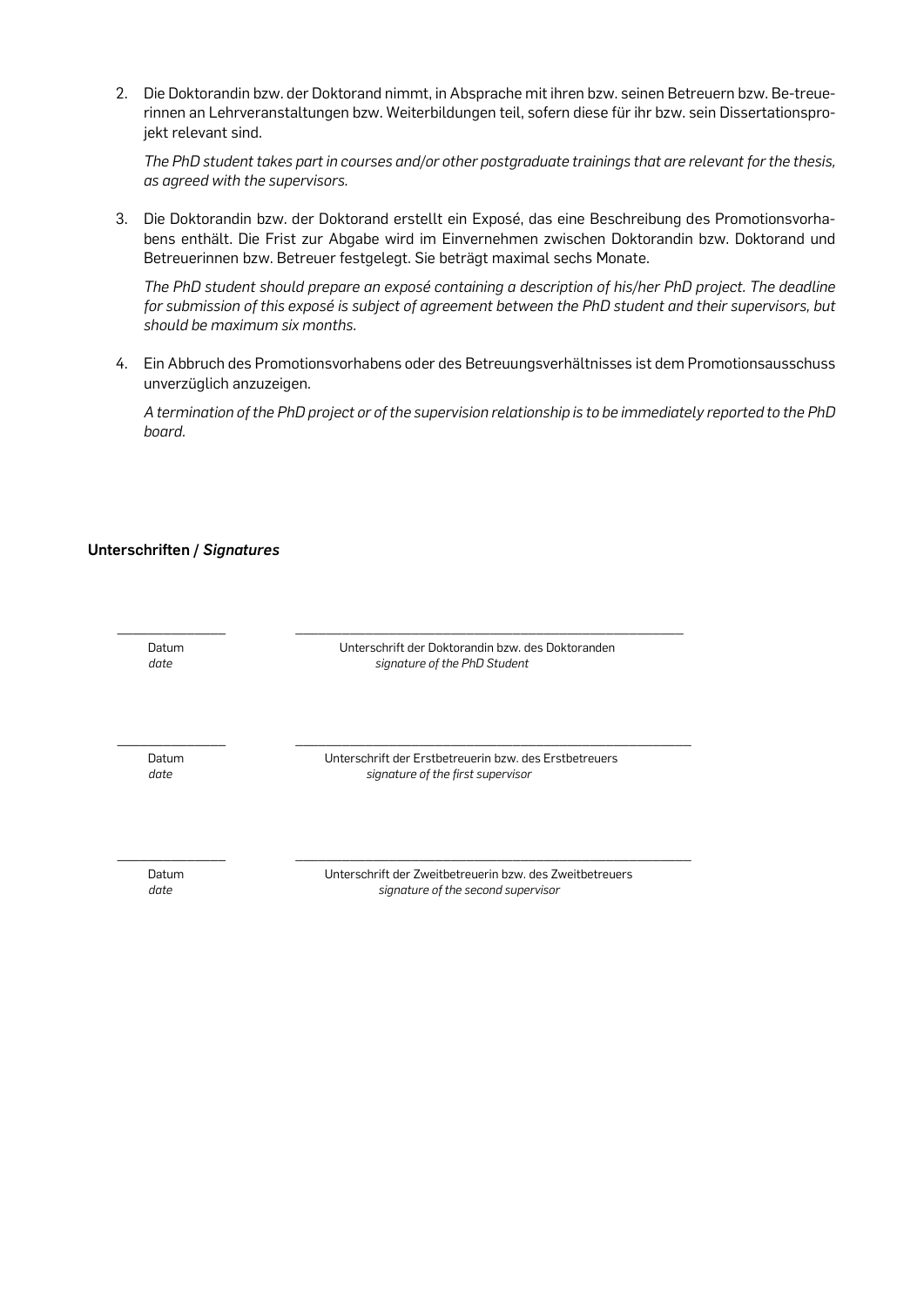2. Die Doktorandin bzw. der Doktorand nimmt, in Absprache mit ihren bzw. seinen Betreuern bzw. Betreuerinnen an Lehrveranstaltungen bzw. Weiterbildungen teil, sofern diese für ihr bzw. sein Dissertationsprojekt relevant sind.

   *The PhD student takes part in courses and/or other postgraduate trainings that are relevant for the thesis, as agreed with the supervisors.*

3. Die Doktorandin bzw. der Doktorand erstellt ein Exposé, das eine Beschreibung des Promotionsvorhabens enthält. Die Frist zur Abgabe wird im Einvernehmen zwischen Doktorandin bzw. Doktorand und Betreuerinnen bzw. Betreuer festgelegt. Sie beträgt maximal sechs Monate.

   *The PhD student should prepare an exposé containing a description of his/her PhD project. The deadline for submission of this exposé is subject of agreement between the PhD student and their supervisors, but should be maximum six months.*

4. Ein Abbruch des Promotionsvorhabens oder des Betreuungsverhältnisses ist dem Promotionsausschuss unverzüglich anzuzeigen.

   *A termination of the PhD project or of the supervision relationship is to be immediately reported to the PhD board.*

**Unterschriften / *Signatures***

_______________ _______________________________________________

Datum
*date*

Unterschrift der Doktorandin bzw. des Doktoranden
*signature of the PhD Student*

_______________ _______________________________________________

Datum
*date*

Unterschrift der Erstbetreuerin bzw. des Erstbetreuers
*signature of the first supervisor*

_______________ _______________________________________________

Datum
*date*

Unterschrift der Zweitbetreuerin bzw. des Zweitbetreuers
*signature of the second supervisor*